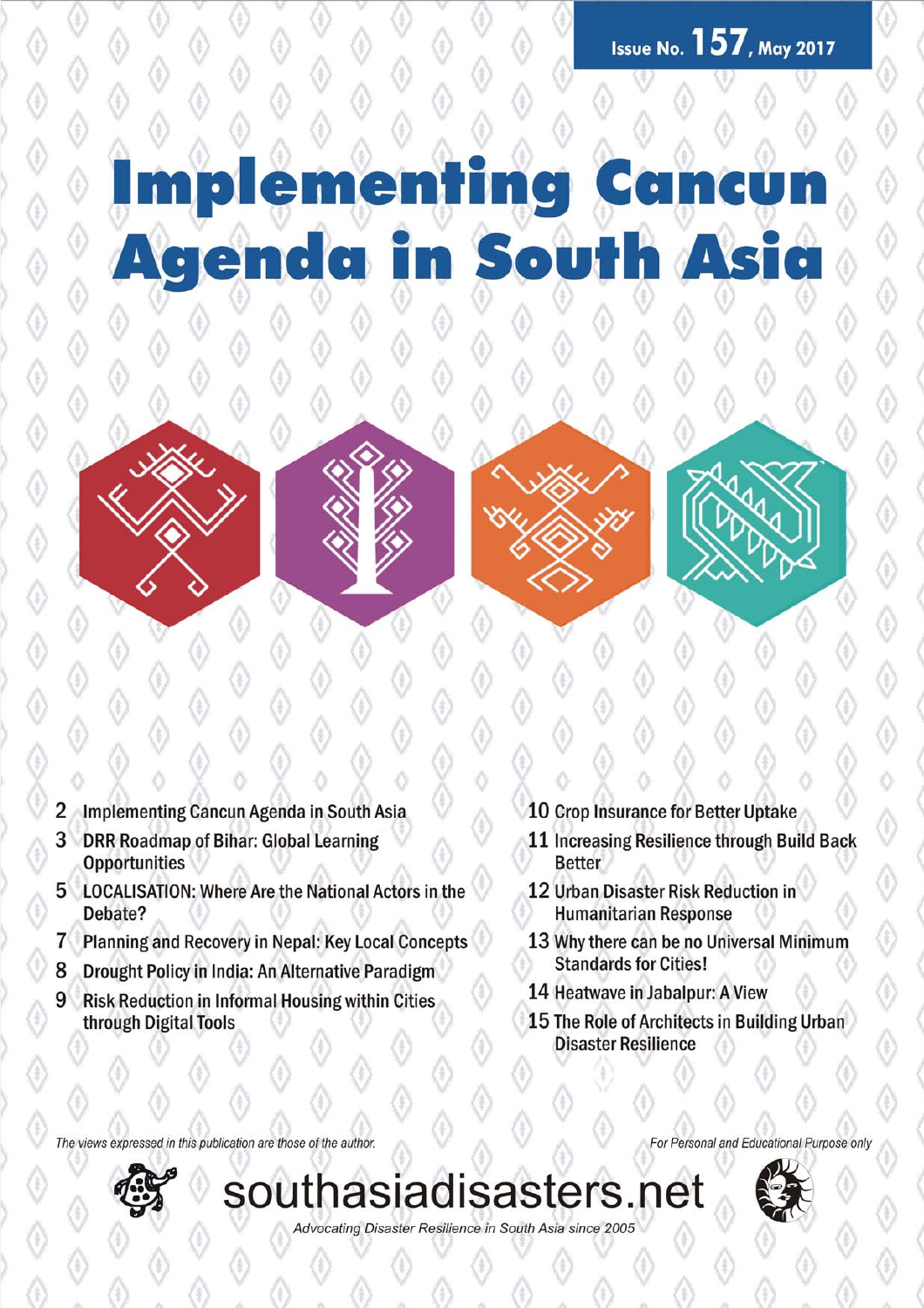Issue No. 157, May 2017

# Implementing Cancun Agenda in South Asia

- 2 Implementing Cancun Agenda in South Asia
- 3 DRR Roadmap of Bihar: Global Learning Opportunities
- 5 LOCALISATION: Where Are the National Actors in the Debate?
- 7 Planning and Recovery in Nepal: Key Local Concepts
- 8 Drought Policy in India: An Alternative Paradigm
- 9 Risk Reduction in Informal Housing within Cities through Digital Tools
- 10 Crop Insurance for Better Uptake
- 11 Increasing Resilience through Build Back Better
- 12 Urban Disaster Risk Reduction in Humanitarian Response
- 13 Why there can be no Universal Minimum Standards for Cities!
- 14 Heatwave in Jabalpur: A View
- 15 The Role of Architects in Building Urban Disaster Resilience

*The views expressed in this publication are those of the author.*

*For Personal and Educational Purpose only*

southasiadisasters.net

*Advocating Disaster Resilience in South Asia since 2005*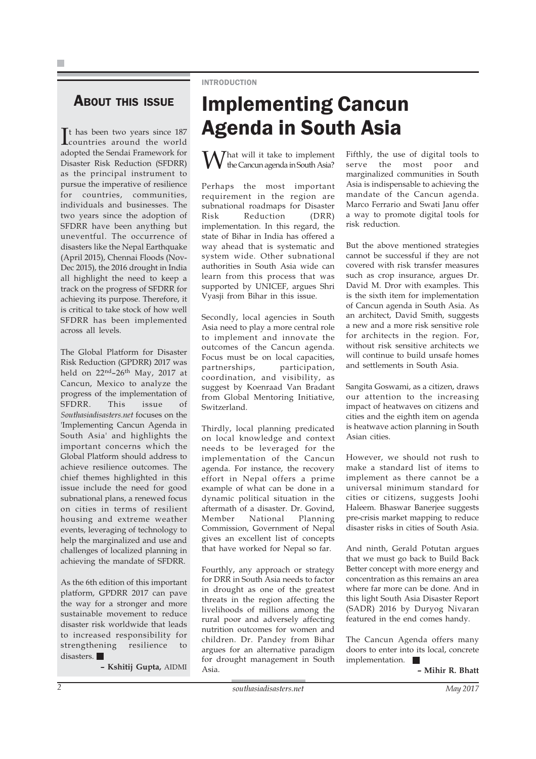## About this issue

It has been two years since 187 countries around the world adopted the Sendai Framework for Disaster Risk Reduction (SFDRR) as the principal instrument to pursue the imperative of resilience for countries, communities, individuals and businesses. The two years since the adoption of SFDRR have been anything but uneventful. The occurrence of disasters like the Nepal Earthquake (April 2015), Chennai Floods (Nov-Dec 2015), the 2016 drought in India all highlight the need to keep a track on the progress of SFDRR for achieving its purpose. Therefore, it is critical to take stock of how well SFDRR has been implemented across all levels.

The Global Platform for Disaster Risk Reduction (GPDRR) 2017 was held on 22nd–26th May, 2017 at Cancun, Mexico to analyze the progress of the implementation of SFDRR. This issue of *Southasiadisasters.net* focuses on the 'Implementing Cancun Agenda in South Asia' and highlights the important concerns which the Global Platform should address to achieve resilience outcomes. The chief themes highlighted in this issue include the need for good subnational plans, a renewed focus on cities in terms of resilient housing and extreme weather events, leveraging of technology to help the marginalized and use and challenges of localized planning in achieving the mandate of SFDRR.

As the 6th edition of this important platform, GPDRR 2017 can pave the way for a stronger and more sustainable movement to reduce disaster risk worldwide that leads to increased responsibility for strengthening resilience to disasters. ■

**– Kshitij Gupta,** AIDMI

INTRODUCTION

# Implementing Cancun Agenda in South Asia

What will it take to implement the Cancun agenda in South Asia?

Perhaps the most important requirement in the region are subnational roadmaps for Disaster Risk Reduction (DRR) implementation. In this regard, the state of Bihar in India has offered a way ahead that is systematic and system wide. Other subnational authorities in South Asia wide can learn from this process that was supported by UNICEF, argues Shri Vyasji from Bihar in this issue.

Secondly, local agencies in South Asia need to play a more central role to implement and innovate the outcomes of the Cancun agenda. Focus must be on local capacities, partnerships, participation, coordination, and visibility, as suggest by Koenraad Van Bradant from Global Mentoring Initiative, Switzerland.

Thirdly, local planning predicated on local knowledge and context needs to be leveraged for the implementation of the Cancun agenda. For instance, the recovery effort in Nepal offers a prime example of what can be done in a dynamic political situation in the aftermath of a disaster. Dr. Govind, Member National Planning Commission, Government of Nepal gives an excellent list of concepts that have worked for Nepal so far.

Fourthly, any approach or strategy for DRR in South Asia needs to factor in drought as one of the greatest threats in the region affecting the livelihoods of millions among the rural poor and adversely affecting nutrition outcomes for women and children. Dr. Pandey from Bihar argues for an alternative paradigm for drought management in South Asia.

Fifthly, the use of digital tools to serve the most poor and marginalized communities in South Asia is indispensable to achieving the mandate of the Cancun agenda. Marco Ferrario and Swati Janu offer a way to promote digital tools for risk reduction.

But the above mentioned strategies cannot be successful if they are not covered with risk transfer measures such as crop insurance, argues Dr. David M. Dror with examples. This is the sixth item for implementation of Cancun agenda in South Asia. As an architect, David Smith, suggests a new and a more risk sensitive role for architects in the region. For, without risk sensitive architects we will continue to build unsafe homes and settlements in South Asia.

Sangita Goswami, as a citizen, draws our attention to the increasing impact of heatwaves on citizens and cities and the eighth item on agenda is heatwave action planning in South Asian cities.

However, we should not rush to make a standard list of items to implement as there cannot be a universal minimum standard for cities or citizens, suggests Joohi Haleem. Bhaswar Banerjee suggests pre-crisis market mapping to reduce disaster risks in cities of South Asia.

And ninth, Gerald Potutan argues that we must go back to Build Back Better concept with more energy and concentration as this remains an area where far more can be done. And in this light South Asia Disaster Report (SADR) 2016 by Duryog Nivaran featured in the end comes handy.

The Cancun Agenda offers many doors to enter into its local, concrete implementation. ■

**– Mihir R. Bhatt**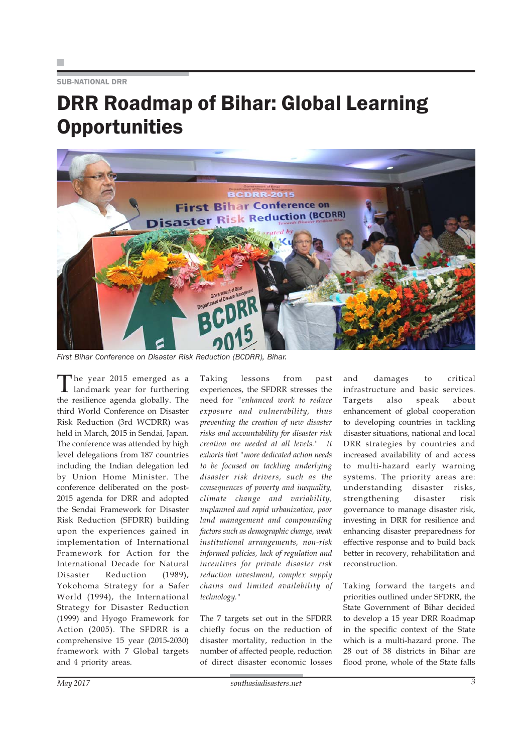SUB-NATIONAL DRR

# DRR Roadmap of Bihar: Global Learning Opportunities

*First Bihar Conference on Disaster Risk Reduction (BCDRR), Bihar.*

The year 2015 emerged as a landmark year for furthering the resilience agenda globally. The third World Conference on Disaster Risk Reduction (3rd WCDRR) was held in March, 2015 in Sendai, Japan. The conference was attended by high level delegations from 187 countries including the Indian delegation led by Union Home Minister. The conference deliberated on the post-2015 agenda for DRR and adopted the Sendai Framework for Disaster Risk Reduction (SFDRR) building upon the experiences gained in implementation of International Framework for Action for the International Decade for Natural Disaster Reduction (1989), Yokohoma Strategy for a Safer World (1994), the International Strategy for Disaster Reduction (1999) and Hyogo Framework for Action (2005). The SFDRR is a comprehensive 15 year (2015-2030) framework with 7 Global targets and 4 priority areas.

Taking lessons from past experiences, the SFDRR stresses the need for "*enhanced work to reduce exposure and vulnerability, thus preventing the creation of new disaster risks and accountability for disaster risk creation are needed at all levels.*" It exhorts that "*more dedicated action needs to be focused on tackling underlying disaster risk drivers, such as the consequences of poverty and inequality, climate change and variability, unplanned and rapid urbanization, poor land management and compounding factors such as demographic change, weak institutional arrangements, non-risk informed policies, lack of regulation and incentives for private disaster risk reduction investment, complex supply chains and limited availability of technology.*"

The 7 targets set out in the SFDRR chiefly focus on the reduction of disaster mortality, reduction in the number of affected people, reduction of direct disaster economic losses and damages to critical infrastructure and basic services. Targets also speak about enhancement of global cooperation to developing countries in tackling disaster situations, national and local DRR strategies by countries and increased availability of and access to multi-hazard early warning systems. The priority areas are: understanding disaster risks, strengthening disaster risk governance to manage disaster risk, investing in DRR for resilience and enhancing disaster preparedness for effective response and to build back better in recovery, rehabilitation and reconstruction.

Taking forward the targets and priorities outlined under SFDRR, the State Government of Bihar decided to develop a 15 year DRR Roadmap in the specific context of the State which is a multi-hazard prone. The 28 out of 38 districts in Bihar are flood prone, whole of the State falls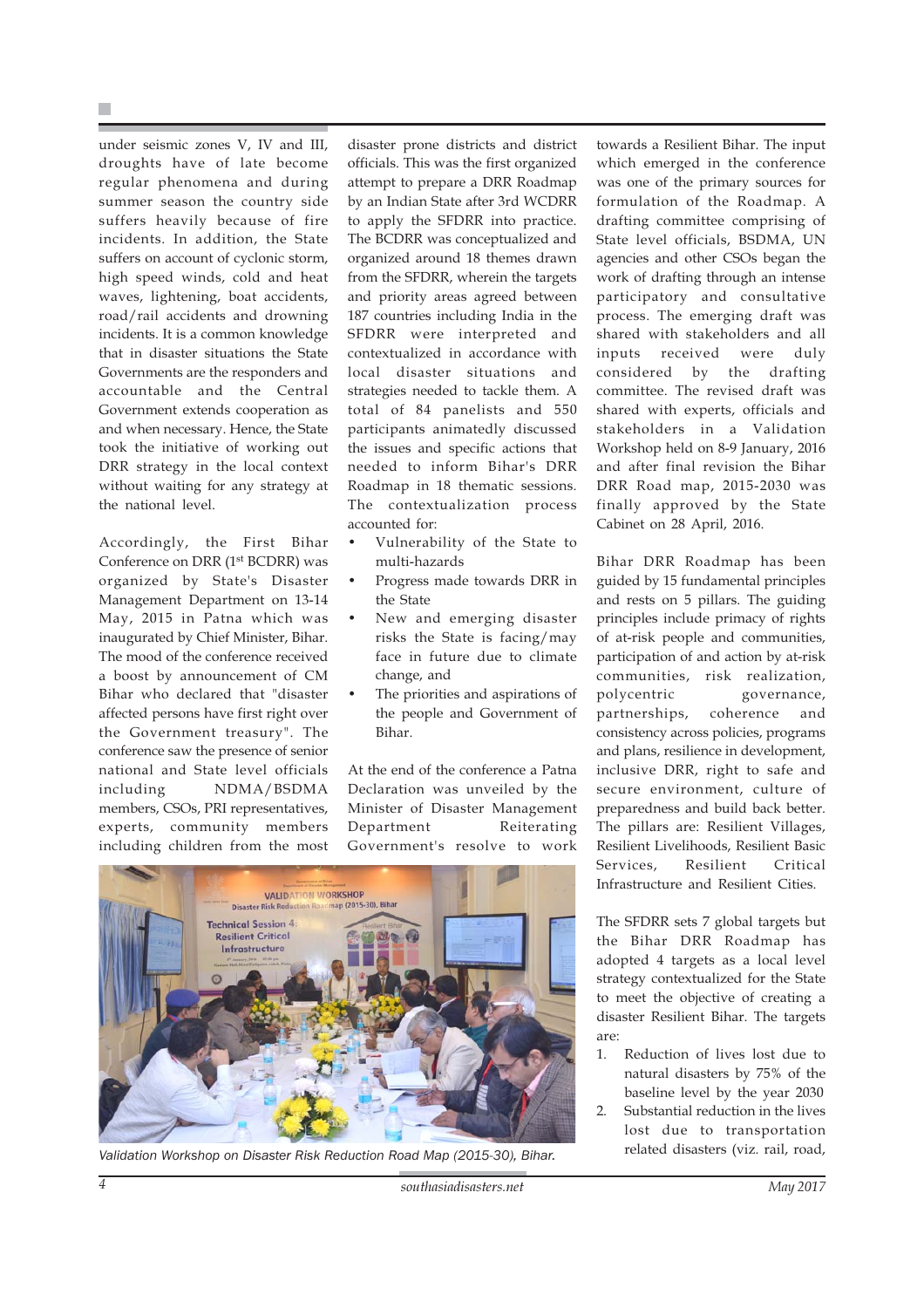under seismic zones V, IV and III, droughts have of late become regular phenomena and during summer season the country side suffers heavily because of fire incidents. In addition, the State suffers on account of cyclonic storm, high speed winds, cold and heat waves, lightening, boat accidents, road/rail accidents and drowning incidents. It is a common knowledge that in disaster situations the State Governments are the responders and accountable and the Central Government extends cooperation as and when necessary. Hence, the State took the initiative of working out DRR strategy in the local context without waiting for any strategy at the national level.

Accordingly, the First Bihar Conference on DRR (1st BCDRR) was organized by State's Disaster Management Department on 13-14 May, 2015 in Patna which was inaugurated by Chief Minister, Bihar. The mood of the conference received a boost by announcement of CM Bihar who declared that "disaster affected persons have first right over the Government treasury". The conference saw the presence of senior national and State level officials including NDMA/BSDMA members, CSOs, PRI representatives, experts, community members including children from the most disaster prone districts and district officials. This was the first organized attempt to prepare a DRR Roadmap by an Indian State after 3rd WCDRR to apply the SFDRR into practice. The BCDRR was conceptualized and organized around 18 themes drawn from the SFDRR, wherein the targets and priority areas agreed between 187 countries including India in the SFDRR were interpreted and contextualized in accordance with local disaster situations and strategies needed to tackle them. A total of 84 panelists and 550 participants animatedly discussed the issues and specific actions that needed to inform Bihar's DRR Roadmap in 18 thematic sessions. The contextualization process accounted for:

- Vulnerability of the State to multi-hazards
- Progress made towards DRR in the State
- New and emerging disaster risks the State is facing/may face in future due to climate change, and
- The priorities and aspirations of the people and Government of Bihar.

At the end of the conference a Patna Declaration was unveiled by the Minister of Disaster Management Department Reiterating Government's resolve to work towards a Resilient Bihar. The input which emerged in the conference was one of the primary sources for formulation of the Roadmap. A drafting committee comprising of State level officials, BSDMA, UN agencies and other CSOs began the work of drafting through an intense participatory and consultative process. The emerging draft was shared with stakeholders and all inputs received were duly considered by the drafting committee. The revised draft was shared with experts, officials and stakeholders in a Validation Workshop held on 8-9 January, 2016 and after final revision the Bihar DRR Road map, 2015-2030 was finally approved by the State Cabinet on 28 April, 2016.

*Validation Workshop on Disaster Risk Reduction Road Map (2015-30), Bihar.*

Bihar DRR Roadmap has been guided by 15 fundamental principles and rests on 5 pillars. The guiding principles include primacy of rights of at-risk people and communities, participation of and action by at-risk communities, risk realization, polycentric governance, partnerships, coherence and consistency across policies, programs and plans, resilience in development, inclusive DRR, right to safe and secure environment, culture of preparedness and build back better. The pillars are: Resilient Villages, Resilient Livelihoods, Resilient Basic Services, Resilient Critical Infrastructure and Resilient Cities.

The SFDRR sets 7 global targets but the Bihar DRR Roadmap has adopted 4 targets as a local level strategy contextualized for the State to meet the objective of creating a disaster Resilient Bihar. The targets are:

1. Reduction of lives lost due to natural disasters by 75% of the baseline level by the year 2030
2. Substantial reduction in the lives lost due to transportation related disasters (viz. rail, road,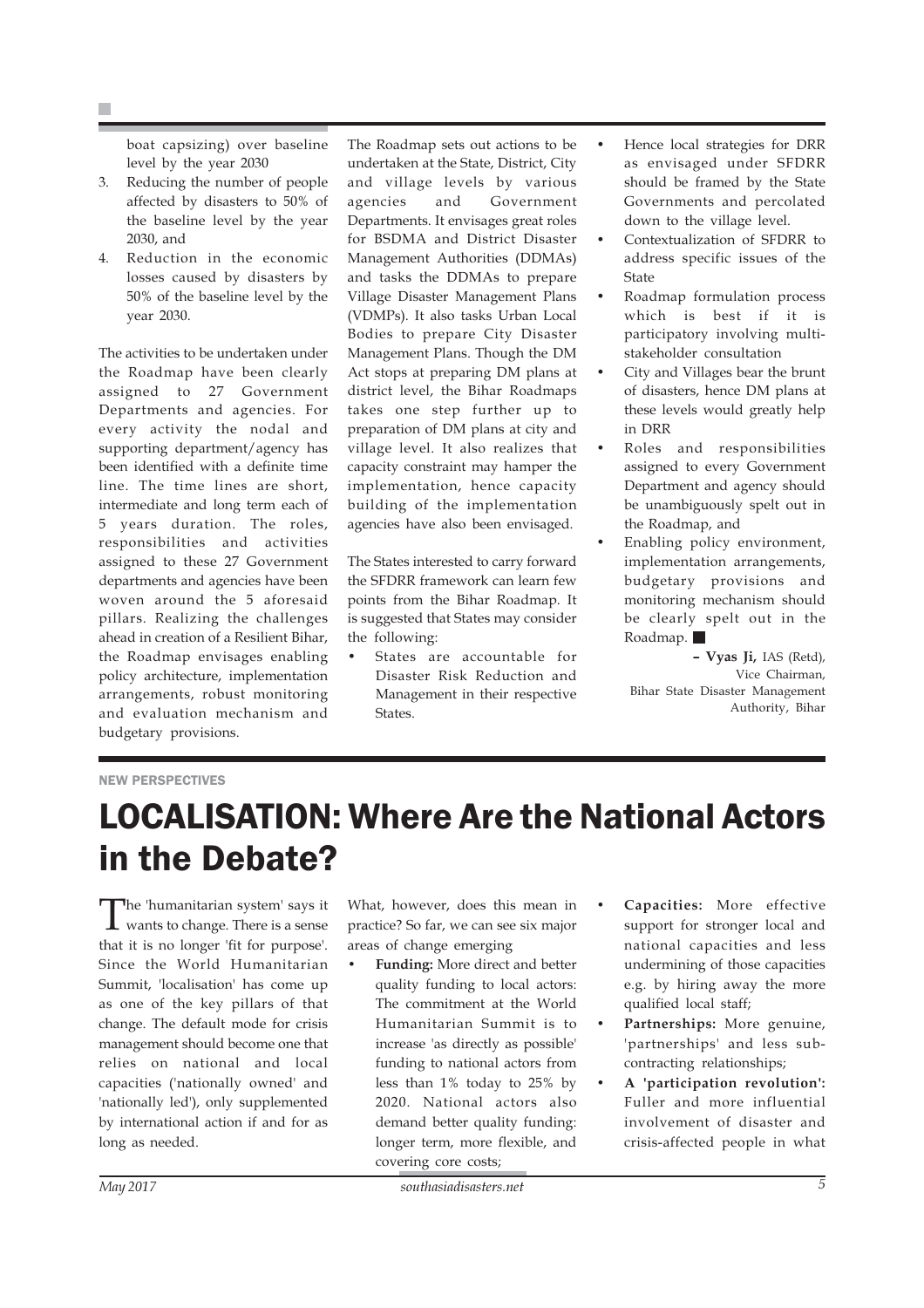boat capsizing) over baseline level by the year 2030

3. Reducing the number of people affected by disasters to 50% of the baseline level by the year 2030, and
4. Reduction in the economic losses caused by disasters by 50% of the baseline level by the year 2030.

The activities to be undertaken under the Roadmap have been clearly assigned to 27 Government Departments and agencies. For every activity the nodal and supporting department/agency has been identified with a definite time line. The time lines are short, intermediate and long term each of 5 years duration. The roles, responsibilities and activities assigned to these 27 Government departments and agencies have been woven around the 5 aforesaid pillars. Realizing the challenges ahead in creation of a Resilient Bihar, the Roadmap envisages enabling policy architecture, implementation arrangements, robust monitoring and evaluation mechanism and budgetary provisions.

The Roadmap sets out actions to be undertaken at the State, District, City and village levels by various agencies and Government Departments. It envisages great roles for BSDMA and District Disaster Management Authorities (DDMAs) and tasks the DDMAs to prepare Village Disaster Management Plans (VDMPs). It also tasks Urban Local Bodies to prepare City Disaster Management Plans. Though the DM Act stops at preparing DM plans at district level, the Bihar Roadmaps takes one step further up to preparation of DM plans at city and village level. It also realizes that capacity constraint may hamper the implementation, hence capacity building of the implementation agencies have also been envisaged.

The States interested to carry forward the SFDRR framework can learn few points from the Bihar Roadmap. It is suggested that States may consider the following:

- States are accountable for Disaster Risk Reduction and Management in their respective States.
- Hence local strategies for DRR as envisaged under SFDRR should be framed by the State Governments and percolated down to the village level.
- Contextualization of SFDRR to address specific issues of the State
- Roadmap formulation process which is best if it is participatory involving multi-stakeholder consultation
- City and Villages bear the brunt of disasters, hence DM plans at these levels would greatly help in DRR
- Roles and responsibilities assigned to every Government Department and agency should be unambiguously spelt out in the Roadmap, and
- Enabling policy environment, implementation arrangements, budgetary provisions and monitoring mechanism should be clearly spelt out in the Roadmap. ■

– **Vyas Ji,** IAS (Retd),
Vice Chairman,
Bihar State Disaster Management Authority, Bihar

NEW PERSPECTIVES

# LOCALISATION: Where Are the National Actors in the Debate?

The 'humanitarian system' says it wants to change. There is a sense that it is no longer 'fit for purpose'. Since the World Humanitarian Summit, 'localisation' has come up as one of the key pillars of that change. The default mode for crisis management should become one that relies on national and local capacities ('nationally owned' and 'nationally led'), only supplemented by international action if and for as long as needed.

What, however, does this mean in practice? So far, we can see six major areas of change emerging

- **Funding:** More direct and better quality funding to local actors: The commitment at the World Humanitarian Summit is to increase 'as directly as possible' funding to national actors from less than 1% today to 25% by 2020. National actors also demand better quality funding: longer term, more flexible, and covering core costs;
- **Capacities:** More effective support for stronger local and national capacities and less undermining of those capacities e.g. by hiring away the more qualified local staff;
- **Partnerships:** More genuine, 'partnerships' and less sub-contracting relationships;
- **A 'participation revolution':** Fuller and more influential involvement of disaster and crisis-affected people in what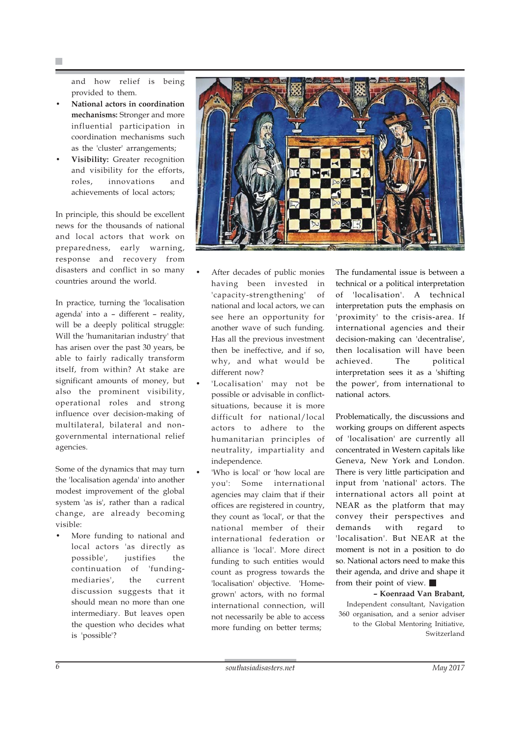and how relief is being provided to them.

- **National actors in coordination mechanisms:** Stronger and more influential participation in coordination mechanisms such as the 'cluster' arrangements;
- **Visibility:** Greater recognition and visibility for the efforts, roles, innovations and achievements of local actors;

In principle, this should be excellent news for the thousands of national and local actors that work on preparedness, early warning, response and recovery from disasters and conflict in so many countries around the world.

In practice, turning the 'localisation agenda' into a – different – reality, will be a deeply political struggle: Will the 'humanitarian industry' that has arisen over the past 30 years, be able to fairly radically transform itself, from within? At stake are significant amounts of money, but also the prominent visibility, operational roles and strong influence over decision-making of multilateral, bilateral and non-governmental international relief agencies.

Some of the dynamics that may turn the 'localisation agenda' into another modest improvement of the global system 'as is', rather than a radical change, are already becoming visible:

- More funding to national and local actors 'as directly as possible', justifies the continuation of 'funding-mediaries', the current discussion suggests that it should mean no more than one intermediary. But leaves open the question who decides what is 'possible'?
- After decades of public monies having been invested in 'capacity-strengthening' of national and local actors, we can see here an opportunity for another wave of such funding. Has all the previous investment then be ineffective, and if so, why, and what would be different now?
- 'Localisation' may not be possible or advisable in conflict-situations, because it is more difficult for national/local actors to adhere to the humanitarian principles of neutrality, impartiality and independence.
- 'Who is local' or 'how local are you': Some international agencies may claim that if their offices are registered in country, they count as 'local', or that the national member of their international federation or alliance is 'local'. More direct funding to such entities would count as progress towards the 'localisation' objective. 'Home-grown' actors, with no formal international connection, will not necessarily be able to access more funding on better terms;

The fundamental issue is between a technical or a political interpretation of 'localisation'. A technical interpretation puts the emphasis on 'proximity' to the crisis-area. If international agencies and their decision-making can 'decentralise', then localisation will have been achieved. The political interpretation sees it as a 'shifting the power', from international to national actors.

Problematically, the discussions and working groups on different aspects of 'localisation' are currently all concentrated in Western capitals like Geneva, New York and London. There is very little participation and input from 'national' actors. The international actors all point at NEAR as the platform that may convey their perspectives and demands with regard to 'localisation'. But NEAR at the moment is not in a position to do so. National actors need to make this their agenda, and drive and shape it from their point of view. ■

**– Koenraad Van Brabant,**
Independent consultant, Navigation 360 organisation, and a senior adviser to the Global Mentoring Initiative, Switzerland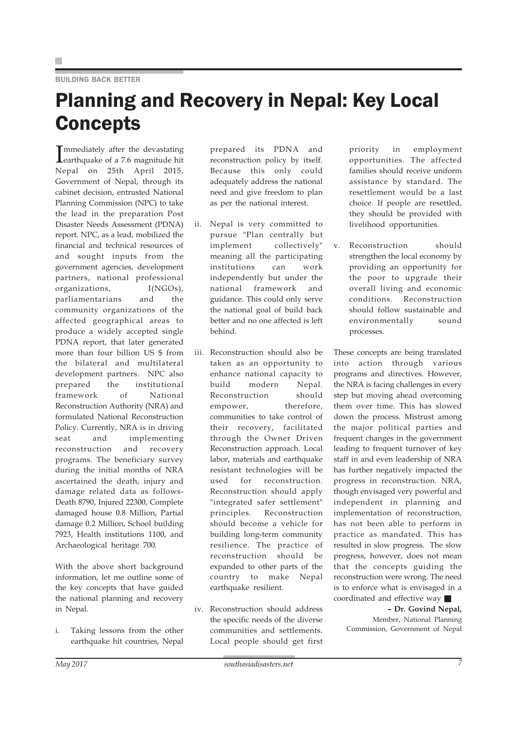BUILDING BACK BETTER

# Planning and Recovery in Nepal: Key Local Concepts

Immediately after the devastating earthquake of a 7.6 magnitude hit Nepal on 25th April 2015, Government of Nepal, through its cabinet decision, entrusted National Planning Commission (NPC) to take the lead in the preparation Post Disaster Needs Assessment (PDNA) report. NPC, as a lead, mobilized the financial and technical resources of and sought inputs from the government agencies, development partners, national professional organizations, I(NGOs), parliamentarians and the community organizations of the affected geographical areas to produce a widely accepted single PDNA report, that later generated more than four billion US $ from the bilateral and multilateral development partners. NPC also prepared the institutional framework of National Reconstruction Authority (NRA) and formulated National Reconstruction Policy. Currently, NRA is in driving seat and implementing reconstruction and recovery programs. The beneficiary survey during the initial months of NRA ascertained the death, injury and damage related data as follows- Death 8790, Injured 22300, Complete damaged house 0.8 Million, Partial damage 0.2 Million, School building 7923, Health institutions 1100, and Archaeological heritage 700.

With the above short background information, let me outline some of the key concepts that have guided the national planning and recovery in Nepal.

i. Taking lessons from the other earthquake hit countries, Nepal prepared its PDNA and reconstruction policy by itself. Because this only could adequately address the national need and give freedom to plan as per the national interest.

ii. Nepal is very committed to pursue "Plan centrally but implement collectively" meaning all the participating institutions can work independently but under the national framework and guidance. This could only serve the national goal of build back better and no one affected is left behind.

iii. Reconstruction should also be taken as an opportunity to enhance national capacity to build modern Nepal. Reconstruction should empower, therefore, communities to take control of their recovery, facilitated through the Owner Driven Reconstruction approach. Local labor, materials and earthquake resistant technologies will be used for reconstruction. Reconstruction should apply "integrated safer settlement" principles. Reconstruction should become a vehicle for building long-term community resilience. The practice of reconstruction should be expanded to other parts of the country to make Nepal earthquake resilient.

iv. Reconstruction should address the specific needs of the diverse communities and settlements. Local people should get first priority in employment opportunities. The affected families should receive uniform assistance by standard. The resettlement would be a last choice. If people are resettled, they should be provided with livelihood opportunities.

v. Reconstruction should strengthen the local economy by providing an opportunity for the poor to upgrade their overall living and economic conditions. Reconstruction should follow sustainable and environmentally sound processes.

These concepts are being translated into action through various programs and directives. However, the NRA is facing challenges in every step but moving ahead overcoming them over time. This has slowed down the process. Mistrust among the major political parties and frequent changes in the government leading to frequent turnover of key staff in and even leadership of NRA has further negatively impacted the progress in reconstruction. NRA, though envisaged very powerful and independent in planning and implementation of reconstruction, has not been able to perform in practice as mandated. This has resulted in slow progress. The slow progress, however, does not mean that the concepts guiding the reconstruction were wrong. The need is to enforce what is envisaged in a coordinated and effective way ■

**– Dr. Govind Nepal,**
Member, National Planning Commission, Government of Nepal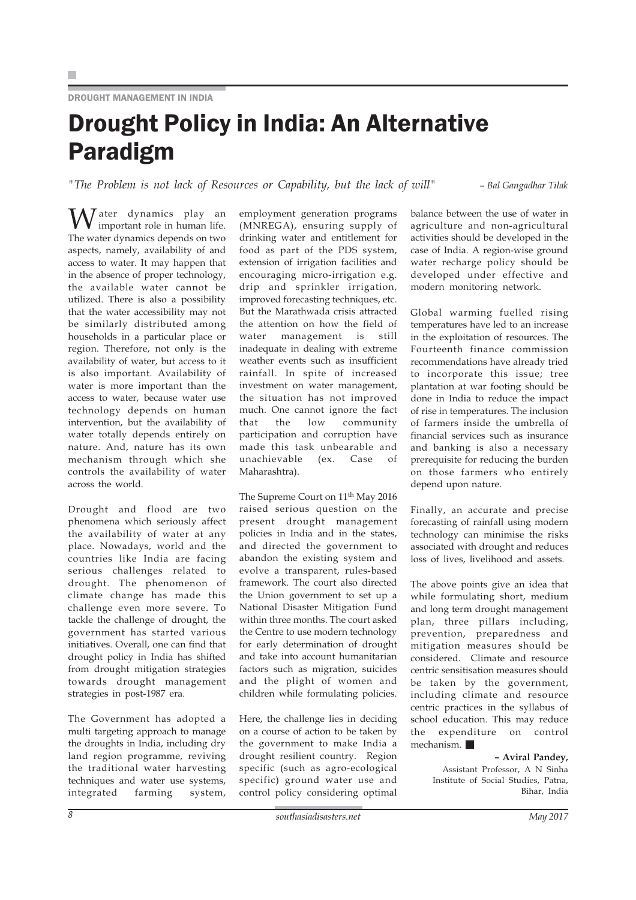DROUGHT MANAGEMENT IN INDIA

# Drought Policy in India: An Alternative Paradigm

*"The Problem is not lack of Resources or Capability, but the lack of will"* – *Bal Gangadhar Tilak*

Water dynamics play an important role in human life. The water dynamics depends on two aspects, namely, availability of and access to water. It may happen that in the absence of proper technology, the available water cannot be utilized. There is also a possibility that the water accessibility may not be similarly distributed among households in a particular place or region. Therefore, not only is the availability of water, but access to it is also important. Availability of water is more important than the access to water, because water use technology depends on human intervention, but the availability of water totally depends entirely on nature. And, nature has its own mechanism through which she controls the availability of water across the world.

Drought and flood are two phenomena which seriously affect the availability of water at any place. Nowadays, world and the countries like India are facing serious challenges related to drought. The phenomenon of climate change has made this challenge even more severe. To tackle the challenge of drought, the government has started various initiatives. Overall, one can find that drought policy in India has shifted from drought mitigation strategies towards drought management strategies in post-1987 era.

The Government has adopted a multi targeting approach to manage the droughts in India, including dry land region programme, reviving the traditional water harvesting techniques and water use systems, integrated farming system, employment generation programs (MNREGA), ensuring supply of drinking water and entitlement for food as part of the PDS system, extension of irrigation facilities and encouraging micro-irrigation e.g. drip and sprinkler irrigation, improved forecasting techniques, etc. But the Marathwada crisis attracted the attention on how the field of water management is still inadequate in dealing with extreme weather events such as insufficient rainfall. In spite of increased investment on water management, the situation has not improved much. One cannot ignore the fact that the low community participation and corruption have made this task unbearable and unachievable (ex. Case of Maharashtra).

The Supreme Court on 11th May 2016 raised serious question on the present drought management policies in India and in the states, and directed the government to abandon the existing system and evolve a transparent, rules-based framework. The court also directed the Union government to set up a National Disaster Mitigation Fund within three months. The court asked the Centre to use modern technology for early determination of drought and take into account humanitarian factors such as migration, suicides and the plight of women and children while formulating policies.

Here, the challenge lies in deciding on a course of action to be taken by the government to make India a drought resilient country. Region specific (such as agro-ecological specific) ground water use and control policy considering optimal balance between the use of water in agriculture and non-agricultural activities should be developed in the case of India. A region-wise ground water recharge policy should be developed under effective and modern monitoring network.

Global warming fuelled rising temperatures have led to an increase in the exploitation of resources. The Fourteenth finance commission recommendations have already tried to incorporate this issue; tree plantation at war footing should be done in India to reduce the impact of rise in temperatures. The inclusion of farmers inside the umbrella of financial services such as insurance and banking is also a necessary prerequisite for reducing the burden on those farmers who entirely depend upon nature.

Finally, an accurate and precise forecasting of rainfall using modern technology can minimise the risks associated with drought and reduces loss of lives, livelihood and assets.

The above points give an idea that while formulating short, medium and long term drought management plan, three pillars including, prevention, preparedness and mitigation measures should be considered. Climate and resource centric sensitisation measures should be taken by the government, including climate and resource centric practices in the syllabus of school education. This may reduce the expenditure on control mechanism. ■

**– Aviral Pandey,**
Assistant Professor, A N Sinha Institute of Social Studies, Patna, Bihar, India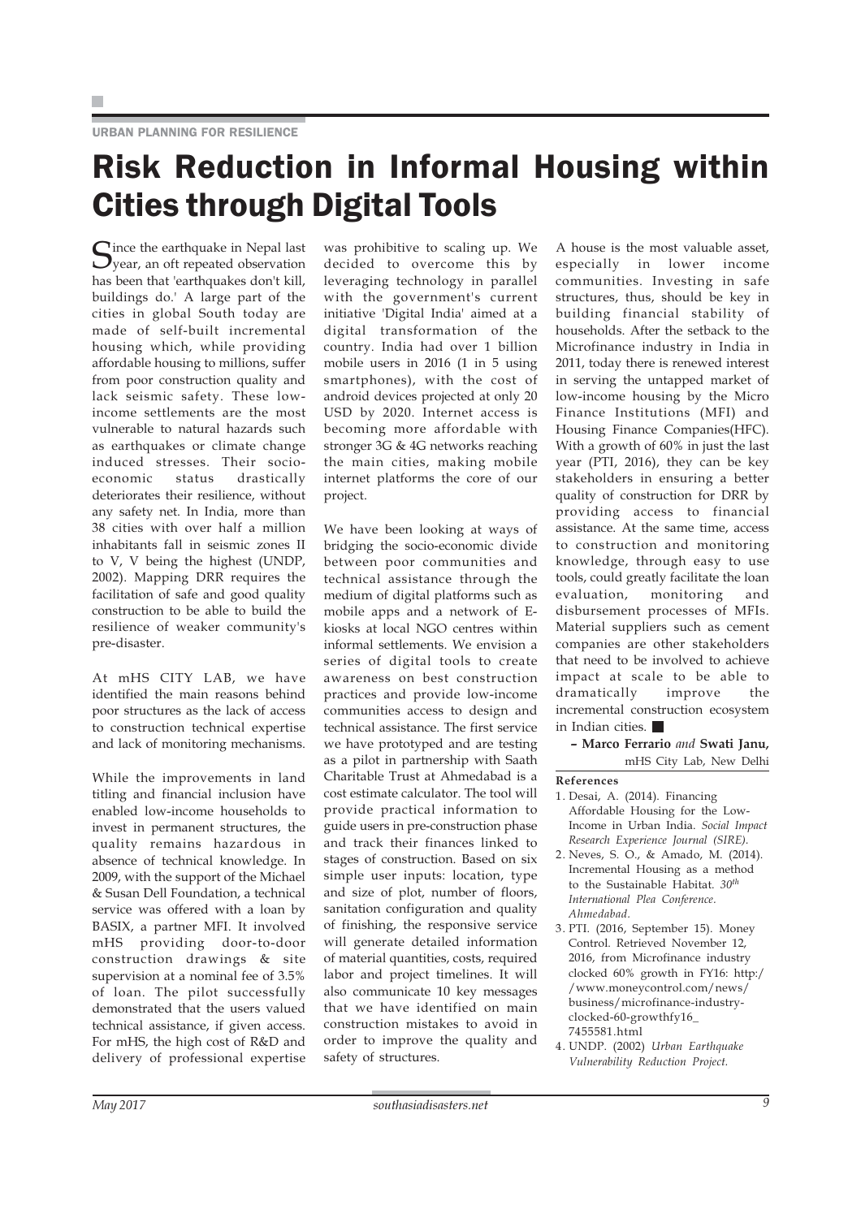URBAN PLANNING FOR RESILIENCE

# Risk Reduction in Informal Housing within Cities through Digital Tools

Since the earthquake in Nepal last year, an oft repeated observation has been that 'earthquakes don't kill, buildings do.' A large part of the cities in global South today are made of self-built incremental housing which, while providing affordable housing to millions, suffer from poor construction quality and lack seismic safety. These low-income settlements are the most vulnerable to natural hazards such as earthquakes or climate change induced stresses. Their socio-economic status drastically deteriorates their resilience, without any safety net. In India, more than 38 cities with over half a million inhabitants fall in seismic zones II to V, V being the highest (UNDP, 2002). Mapping DRR requires the facilitation of safe and good quality construction to be able to build the resilience of weaker community's pre-disaster.

At mHS CITY LAB, we have identified the main reasons behind poor structures as the lack of access to construction technical expertise and lack of monitoring mechanisms.

While the improvements in land titling and financial inclusion have enabled low-income households to invest in permanent structures, the quality remains hazardous in absence of technical knowledge. In 2009, with the support of the Michael & Susan Dell Foundation, a technical service was offered with a loan by BASIX, a partner MFI. It involved mHS providing door-to-door construction drawings & site supervision at a nominal fee of 3.5% of loan. The pilot successfully demonstrated that the users valued technical assistance, if given access. For mHS, the high cost of R&D and delivery of professional expertise was prohibitive to scaling up. We decided to overcome this by leveraging technology in parallel with the government's current initiative 'Digital India' aimed at a digital transformation of the country. India had over 1 billion mobile users in 2016 (1 in 5 using smartphones), with the cost of android devices projected at only 20 USD by 2020. Internet access is becoming more affordable with stronger 3G & 4G networks reaching the main cities, making mobile internet platforms the core of our project.

We have been looking at ways of bridging the socio-economic divide between poor communities and technical assistance through the medium of digital platforms such as mobile apps and a network of E-kiosks at local NGO centres within informal settlements. We envision a series of digital tools to create awareness on best construction practices and provide low-income communities access to design and technical assistance. The first service we have prototyped and are testing as a pilot in partnership with Saath Charitable Trust at Ahmedabad is a cost estimate calculator. The tool will provide practical information to guide users in pre-construction phase and track their finances linked to stages of construction. Based on six simple user inputs: location, type and size of plot, number of floors, sanitation configuration and quality of finishing, the responsive service will generate detailed information of material quantities, costs, required labor and project timelines. It will also communicate 10 key messages that we have identified on main construction mistakes to avoid in order to improve the quality and safety of structures.

A house is the most valuable asset, especially in lower income communities. Investing in safe structures, thus, should be key in building financial stability of households. After the setback to the Microfinance industry in India in 2011, today there is renewed interest in serving the untapped market of low-income housing by the Micro Finance Institutions (MFI) and Housing Finance Companies(HFC). With a growth of 60% in just the last year (PTI, 2016), they can be key stakeholders in ensuring a better quality of construction for DRR by providing access to financial assistance. At the same time, access to construction and monitoring knowledge, through easy to use tools, could greatly facilitate the loan evaluation, monitoring and disbursement processes of MFIs. Material suppliers such as cement companies are other stakeholders that need to be involved to achieve impact at scale to be able to dramatically improve the incremental construction ecosystem in Indian cities. ■

**– Marco Ferrario** *and* **Swati Janu,**
mHS City Lab, New Delhi

**References**

1. Desai, A. (2014). Financing Affordable Housing for the Low-Income in Urban India. *Social Impact Research Experience Journal (SIRE).*
2. Neves, S. O., & Amado, M. (2014). Incremental Housing as a method to the Sustainable Habitat. *30th International Plea Conference. Ahmedabad.*
3. PTI. (2016, September 15). Money Control. Retrieved November 12, 2016, from Microfinance industry clocked 60% growth in FY16: http://www.moneycontrol.com/news/business/microfinance-industry-clocked-60-growthfy16_7455581.html
4. UNDP. (2002) *Urban Earthquake Vulnerability Reduction Project.*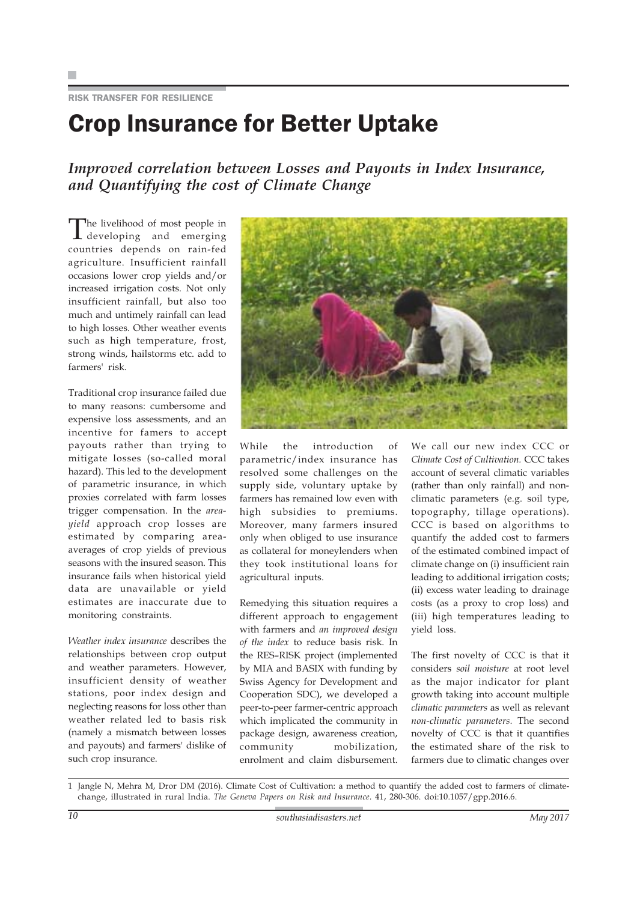RISK TRANSFER FOR RESILIENCE

# Crop Insurance for Better Uptake

## *Improved correlation between Losses and Payouts in Index Insurance, and Quantifying the cost of Climate Change*

The livelihood of most people in developing and emerging countries depends on rain-fed agriculture. Insufficient rainfall occasions lower crop yields and/or increased irrigation costs. Not only insufficient rainfall, but also too much and untimely rainfall can lead to high losses. Other weather events such as high temperature, frost, strong winds, hailstorms etc. add to farmers' risk.

Traditional crop insurance failed due to many reasons: cumbersome and expensive loss assessments, and an incentive for famers to accept payouts rather than trying to mitigate losses (so-called moral hazard). This led to the development of parametric insurance, in which proxies correlated with farm losses trigger compensation. In the *area-yield* approach crop losses are estimated by comparing area-averages of crop yields of previous seasons with the insured season. This insurance fails when historical yield data are unavailable or yield estimates are inaccurate due to monitoring constraints.

*Weather index insurance* describes the relationships between crop output and weather parameters. However, insufficient density of weather stations, poor index design and neglecting reasons for loss other than weather related led to basis risk (namely a mismatch between losses and payouts) and farmers' dislike of such crop insurance.

While the introduction of parametric/index insurance has resolved some challenges on the supply side, voluntary uptake by farmers has remained low even with high subsidies to premiums. Moreover, many farmers insured only when obliged to use insurance as collateral for moneylenders when they took institutional loans for agricultural inputs.

Remedying this situation requires a different approach to engagement with farmers and *an improved design of the index* to reduce basis risk. In the RES–RISK project (implemented by MIA and BASIX with funding by Swiss Agency for Development and Cooperation SDC), we developed a peer-to-peer farmer-centric approach which implicated the community in package design, awareness creation, community mobilization, enrolment and claim disbursement.

We call our new index CCC or *Climate Cost of Cultivation*. CCC takes account of several climatic variables (rather than only rainfall) and non-climatic parameters (e.g. soil type, topography, tillage operations). CCC is based on algorithms to quantify the added cost to farmers of the estimated combined impact of climate change on (i) insufficient rain leading to additional irrigation costs; (ii) excess water leading to drainage costs (as a proxy to crop loss) and (iii) high temperatures leading to yield loss.

The first novelty of CCC is that it considers *soil moisture* at root level as the major indicator for plant growth taking into account multiple *climatic parameters* as well as relevant *non-climatic parameters*. The second novelty of CCC is that it quantifies the estimated share of the risk to farmers due to climatic changes over

1 Jangle N, Mehra M, Dror DM (2016). Climate Cost of Cultivation: a method to quantify the added cost to farmers of climate-change, illustrated in rural India. *The Geneva Papers on Risk and Insurance*. 41, 280-306. doi:10.1057/gpp.2016.6.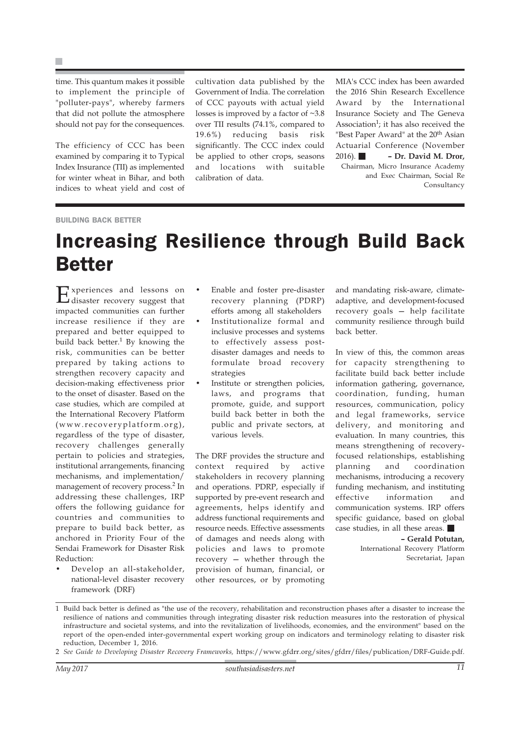time. This quantum makes it possible to implement the principle of "polluter-pays", whereby farmers that did not pollute the atmosphere should not pay for the consequences.

The efficiency of CCC has been examined by comparing it to Typical Index Insurance (TII) as implemented for winter wheat in Bihar, and both indices to wheat yield and cost of cultivation data published by the Government of India. The correlation of CCC payouts with actual yield losses is improved by a factor of ~3.8 over TII results (74.1%, compared to 19.6%) reducing basis risk significantly. The CCC index could be applied to other crops, seasons and locations with suitable calibration of data.

MIA's CCC index has been awarded the 2016 Shin Research Excellence Award by the International Insurance Society and The Geneva Association[1]; it has also received the "Best Paper Award" at the 20th Asian Actuarial Conference (November 2016). ■

**– Dr. David M. Dror,**
Chairman, Micro Insurance Academy and Exec Chairman, Social Re Consultancy

---

BUILDING BACK BETTER

# Increasing Resilience through Build Back Better

Experiences and lessons on disaster recovery suggest that impacted communities can further increase resilience if they are prepared and better equipped to build back better.[1] By knowing the risk, communities can be better prepared by taking actions to strengthen recovery capacity and decision-making effectiveness prior to the onset of disaster. Based on the case studies, which are compiled at the International Recovery Platform (www.recoveryplatform.org), regardless of the type of disaster, recovery challenges generally pertain to policies and strategies, institutional arrangements, financing mechanisms, and implementation/management of recovery process.[2] In addressing these challenges, IRP offers the following guidance for countries and communities to prepare to build back better, as anchored in Priority Four of the Sendai Framework for Disaster Risk Reduction:

- Develop an all-stakeholder, national-level disaster recovery framework (DRF)
- Enable and foster pre-disaster recovery planning (PDRP) efforts among all stakeholders
- Institutionalize formal and inclusive processes and systems to effectively assess post-disaster damages and needs to formulate broad recovery strategies
- Institute or strengthen policies, laws, and programs that promote, guide, and support build back better in both the public and private sectors, at various levels.

The DRF provides the structure and context required by active stakeholders in recovery planning and operations. PDRP, especially if supported by pre-event research and agreements, helps identify and address functional requirements and resource needs. Effective assessments of damages and needs along with policies and laws to promote recovery — whether through the provision of human, financial, or other resources, or by promoting and mandating risk-aware, climate-adaptive, and development-focused recovery goals — help facilitate community resilience through build back better.

In view of this, the common areas for capacity strengthening to facilitate build back better include information gathering, governance, coordination, funding, human resources, communication, policy and legal frameworks, service delivery, and monitoring and evaluation. In many countries, this means strengthening of recovery-focused relationships, establishing planning and coordination mechanisms, introducing a recovery funding mechanism, and instituting effective information and communication systems. IRP offers specific guidance, based on global case studies, in all these areas. ■

**– Gerald Potutan,**
International Recovery Platform Secretariat, Japan

---

1 Build back better is defined as "the use of the recovery, rehabilitation and reconstruction phases after a disaster to increase the resilience of nations and communities through integrating disaster risk reduction measures into the restoration of physical infrastructure and societal systems, and into the revitalization of livelihoods, economies, and the environment" based on the report of the open-ended inter-governmental expert working group on indicators and terminology relating to disaster risk reduction, December 1, 2016.

2 *See Guide to Developing Disaster Recovery Frameworks,* https://www.gfdrr.org/sites/gfdrr/files/publication/DRF-Guide.pdf.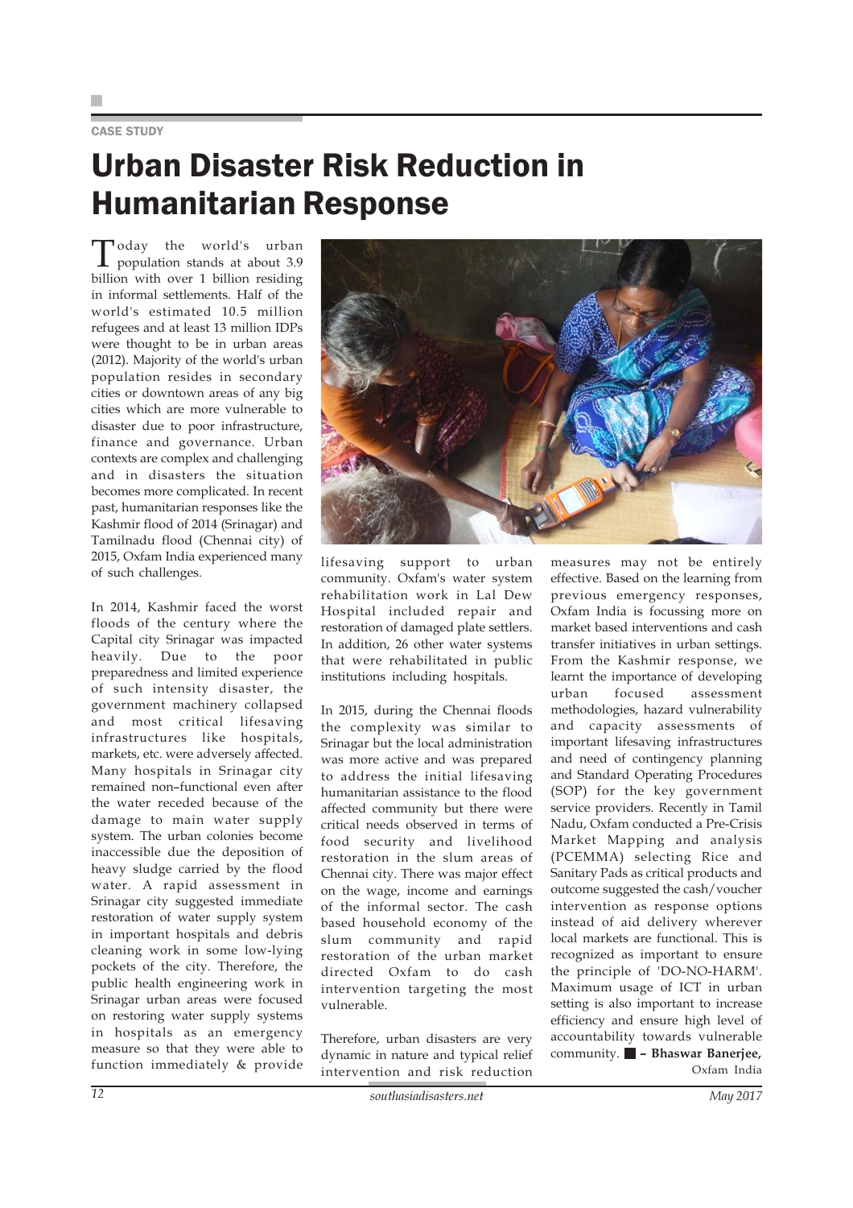CASE STUDY

# Urban Disaster Risk Reduction in Humanitarian Response

Today the world's urban population stands at about 3.9 billion with over 1 billion residing in informal settlements. Half of the world's estimated 10.5 million refugees and at least 13 million IDPs were thought to be in urban areas (2012). Majority of the world's urban population resides in secondary cities or downtown areas of any big cities which are more vulnerable to disaster due to poor infrastructure, finance and governance. Urban contexts are complex and challenging and in disasters the situation becomes more complicated. In recent past, humanitarian responses like the Kashmir flood of 2014 (Srinagar) and Tamilnadu flood (Chennai city) of 2015, Oxfam India experienced many of such challenges.

In 2014, Kashmir faced the worst floods of the century where the Capital city Srinagar was impacted heavily. Due to the poor preparedness and limited experience of such intensity disaster, the government machinery collapsed and most critical lifesaving infrastructures like hospitals, markets, etc. were adversely affected. Many hospitals in Srinagar city remained non–functional even after the water receded because of the damage to main water supply system. The urban colonies become inaccessible due the deposition of heavy sludge carried by the flood water. A rapid assessment in Srinagar city suggested immediate restoration of water supply system in important hospitals and debris cleaning work in some low-lying pockets of the city. Therefore, the public health engineering work in Srinagar urban areas were focused on restoring water supply systems in hospitals as an emergency measure so that they were able to function immediately & provide lifesaving support to urban community. Oxfam's water system rehabilitation work in Lal Dew Hospital included repair and restoration of damaged plate settlers. In addition, 26 other water systems that were rehabilitated in public institutions including hospitals.

In 2015, during the Chennai floods the complexity was similar to Srinagar but the local administration was more active and was prepared to address the initial lifesaving humanitarian assistance to the flood affected community but there were critical needs observed in terms of food security and livelihood restoration in the slum areas of Chennai city. There was major effect on the wage, income and earnings of the informal sector. The cash based household economy of the slum community and rapid restoration of the urban market directed Oxfam to do cash intervention targeting the most vulnerable.

Therefore, urban disasters are very dynamic in nature and typical relief intervention and risk reduction measures may not be entirely effective. Based on the learning from previous emergency responses, Oxfam India is focussing more on market based interventions and cash transfer initiatives in urban settings. From the Kashmir response, we learnt the importance of developing urban focused assessment methodologies, hazard vulnerability and capacity assessments of important lifesaving infrastructures and need of contingency planning and Standard Operating Procedures (SOP) for the key government service providers. Recently in Tamil Nadu, Oxfam conducted a Pre-Crisis Market Mapping and analysis (PCEMMA) selecting Rice and Sanitary Pads as critical products and outcome suggested the cash/voucher intervention as response options instead of aid delivery wherever local markets are functional. This is recognized as important to ensure the principle of 'DO-NO-HARM'. Maximum usage of ICT in urban setting is also important to increase efficiency and ensure high level of accountability towards vulnerable community. ■ – **Bhaswar Banerjee,** Oxfam India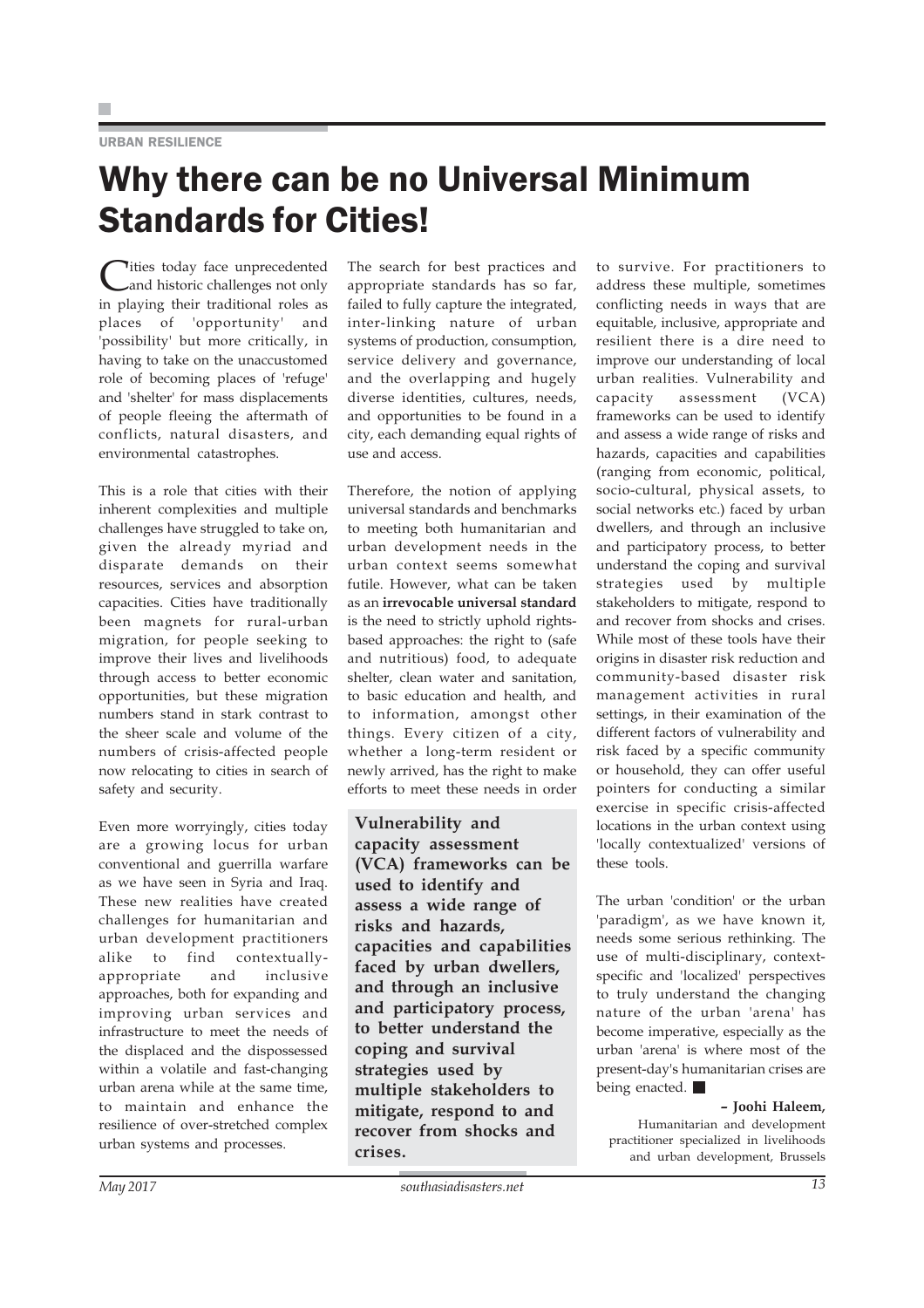URBAN RESILIENCE

# Why there can be no Universal Minimum Standards for Cities!

Cities today face unprecedented and historic challenges not only in playing their traditional roles as places of 'opportunity' and 'possibility' but more critically, in having to take on the unaccustomed role of becoming places of 'refuge' and 'shelter' for mass displacements of people fleeing the aftermath of conflicts, natural disasters, and environmental catastrophes.

This is a role that cities with their inherent complexities and multiple challenges have struggled to take on, given the already myriad and disparate demands on their resources, services and absorption capacities. Cities have traditionally been magnets for rural-urban migration, for people seeking to improve their lives and livelihoods through access to better economic opportunities, but these migration numbers stand in stark contrast to the sheer scale and volume of the numbers of crisis-affected people now relocating to cities in search of safety and security.

Even more worryingly, cities today are a growing locus for urban conventional and guerrilla warfare as we have seen in Syria and Iraq. These new realities have created challenges for humanitarian and urban development practitioners alike to find contextually-appropriate and inclusive approaches, both for expanding and improving urban services and infrastructure to meet the needs of the displaced and the dispossessed within a volatile and fast-changing urban arena while at the same time, to maintain and enhance the resilience of over-stretched complex urban systems and processes.

The search for best practices and appropriate standards has so far, failed to fully capture the integrated, inter-linking nature of urban systems of production, consumption, service delivery and governance, and the overlapping and hugely diverse identities, cultures, needs, and opportunities to be found in a city, each demanding equal rights of use and access.

Therefore, the notion of applying universal standards and benchmarks to meeting both humanitarian and urban development needs in the urban context seems somewhat futile. However, what can be taken as an **irrevocable universal standard** is the need to strictly uphold rights-based approaches: the right to (safe and nutritious) food, to adequate shelter, clean water and sanitation, to basic education and health, and to information, amongst other things. Every citizen of a city, whether a long-term resident or newly arrived, has the right to make efforts to meet these needs in order to survive. For practitioners to address these multiple, sometimes conflicting needs in ways that are equitable, inclusive, appropriate and resilient there is a dire need to improve our understanding of local urban realities. Vulnerability and capacity assessment (VCA) frameworks can be used to identify and assess a wide range of risks and hazards, capacities and capabilities (ranging from economic, political, socio-cultural, physical assets, to social networks etc.) faced by urban dwellers, and through an inclusive and participatory process, to better understand the coping and survival strategies used by multiple stakeholders to mitigate, respond to and recover from shocks and crises. While most of these tools have their origins in disaster risk reduction and community-based disaster risk management activities in rural settings, in their examination of the different factors of vulnerability and risk faced by a specific community or household, they can offer useful pointers for conducting a similar exercise in specific crisis-affected locations in the urban context using 'locally contextualized' versions of these tools.

**Vulnerability and capacity assessment (VCA) frameworks can be used to identify and assess a wide range of risks and hazards, capacities and capabilities faced by urban dwellers, and through an inclusive and participatory process, to better understand the coping and survival strategies used by multiple stakeholders to mitigate, respond to and recover from shocks and crises.**

The urban 'condition' or the urban 'paradigm', as we have known it, needs some serious rethinking. The use of multi-disciplinary, context-specific and 'localized' perspectives to truly understand the changing nature of the urban 'arena' has become imperative, especially as the urban 'arena' is where most of the present-day's humanitarian crises are being enacted. ■

**– Joohi Haleem,**
Humanitarian and development practitioner specialized in livelihoods and urban development, Brussels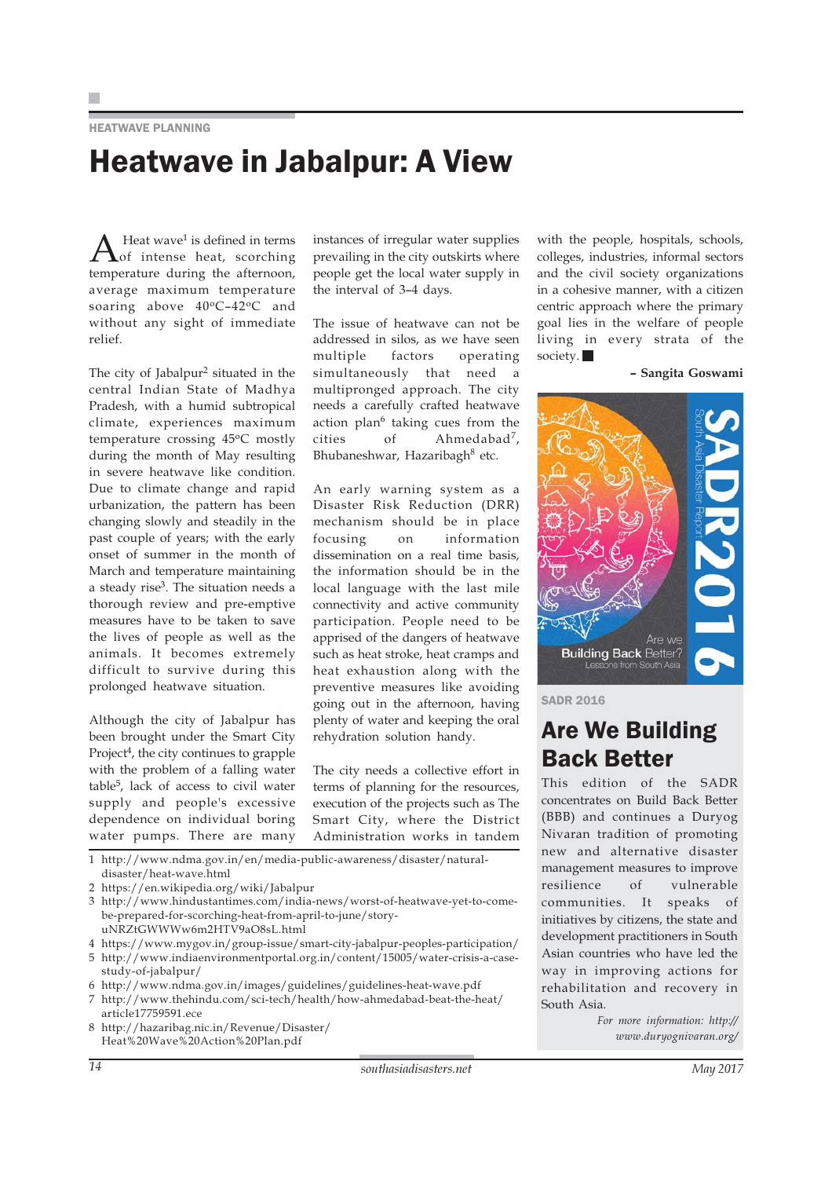HEATWAVE PLANNING

# Heatwave in Jabalpur: A View

A Heat wave[1] is defined in terms of intense heat, scorching temperature during the afternoon, average maximum temperature soaring above 40ºC–42ºC and without any sight of immediate relief.

The city of Jabalpur[2] situated in the central Indian State of Madhya Pradesh, with a humid subtropical climate, experiences maximum temperature crossing 45ºC mostly during the month of May resulting in severe heatwave like condition. Due to climate change and rapid urbanization, the pattern has been changing slowly and steadily in the past couple of years; with the early onset of summer in the month of March and temperature maintaining a steady rise[3]. The situation needs a thorough review and pre-emptive measures have to be taken to save the lives of people as well as the animals. It becomes extremely difficult to survive during this prolonged heatwave situation.

Although the city of Jabalpur has been brought under the Smart City Project[4], the city continues to grapple with the problem of a falling water table[5], lack of access to civil water supply and people's excessive dependence on individual boring water pumps. There are many instances of irregular water supplies prevailing in the city outskirts where people get the local water supply in the interval of 3–4 days.

The issue of heatwave can not be addressed in silos, as we have seen multiple factors operating simultaneously that need a multipronged approach. The city needs a carefully crafted heatwave action plan[6] taking cues from the cities of Ahmedabad[7], Bhubaneshwar, Hazaribagh[8] etc.

An early warning system as a Disaster Risk Reduction (DRR) mechanism should be in place focusing on information dissemination on a real time basis, the information should be in the local language with the last mile connectivity and active community participation. People need to be apprised of the dangers of heatwave such as heat stroke, heat cramps and heat exhaustion along with the preventive measures like avoiding going out in the afternoon, having plenty of water and keeping the oral rehydration solution handy.

The city needs a collective effort in terms of planning for the resources, execution of the projects such as The Smart City, where the District Administration works in tandem with the people, hospitals, schools, colleges, industries, informal sectors and the civil society organizations in a cohesive manner, with a citizen centric approach where the primary goal lies in the welfare of people living in every strata of the society. ■

**– Sangita Goswami**

1 http://www.ndma.gov.in/en/media-public-awareness/disaster/natural-disaster/heat-wave.html
2 https://en.wikipedia.org/wiki/Jabalpur
3 http://www.hindustantimes.com/india-news/worst-of-heatwave-yet-to-come-be-prepared-for-scorching-heat-from-april-to-june/story-uNRZtGWWWw6m2HTV9aO8sL.html
4 https://www.mygov.in/group-issue/smart-city-jabalpur-peoples-participation/
5 http://www.indiaenvironmentportal.org.in/content/15005/water-crisis-a-case-study-of-jabalpur/
6 http://www.ndma.gov.in/images/guidelines/guidelines-heat-wave.pdf
7 http://www.thehindu.com/sci-tech/health/how-ahmedabad-beat-the-heat/article17759591.ece
8 http://hazaribag.nic.in/Revenue/Disaster/Heat%20Wave%20Action%20Plan.pdf

SADR 2016

## Are We Building Back Better

This edition of the SADR concentrates on Build Back Better (BBB) and continues a Duryog Nivaran tradition of promoting new and alternative disaster management measures to improve resilience of vulnerable communities. It speaks of initiatives by citizens, the state and development practitioners in South Asian countries who have led the way in improving actions for rehabilitation and recovery in South Asia.

*For more information: http://www.duryognivaran.org/*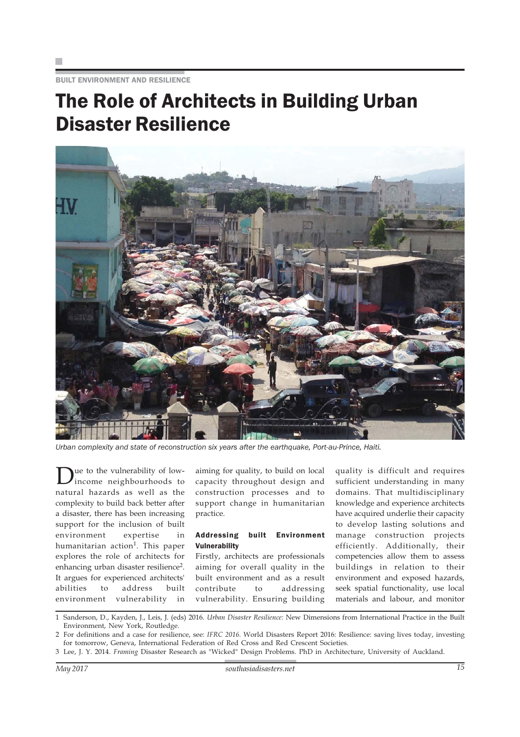BUILT ENVIRONMENT AND RESILIENCE

# The Role of Architects in Building Urban Disaster Resilience

*Urban complexity and state of reconstruction six years after the earthquake, Port-au-Prince, Haiti.*

Due to the vulnerability of low-income neighbourhoods to natural hazards as well as the complexity to build back better after a disaster, there has been increasing support for the inclusion of built environment expertise in humanitarian action[1]. This paper explores the role of architects for enhancing urban disaster resilience[2]. It argues for experienced architects' abilities to address built environment vulnerability in aiming for quality, to build on local capacity throughout design and construction processes and to support change in humanitarian practice.

### Addressing built Environment Vulnerability

Firstly, architects are professionals aiming for overall quality in the built environment and as a result contribute to addressing vulnerability. Ensuring building quality is difficult and requires sufficient understanding in many domains. That multidisciplinary knowledge and experience architects have acquired underlie their capacity to develop lasting solutions and manage construction projects efficiently. Additionally, their competencies allow them to assess buildings in relation to their environment and exposed hazards, seek spatial functionality, use local materials and labour, and monitor

1 Sanderson, D., Kayden, J., Leis, J. (eds) 2016. *Urban Disaster Resilience:* New Dimensions from International Practice in the Built Environment, New York, Routledge.

2 For definitions and a case for resilience, see: *IFRC 2016.* World Disasters Report 2016: Resilience: saving lives today, investing for tomorrow, Geneva, International Federation of Red Cross and Red Crescent Societies.

3 Lee, J. Y. 2014. *Framing* Disaster Research as "Wicked" Design Problems. PhD in Architecture, University of Auckland.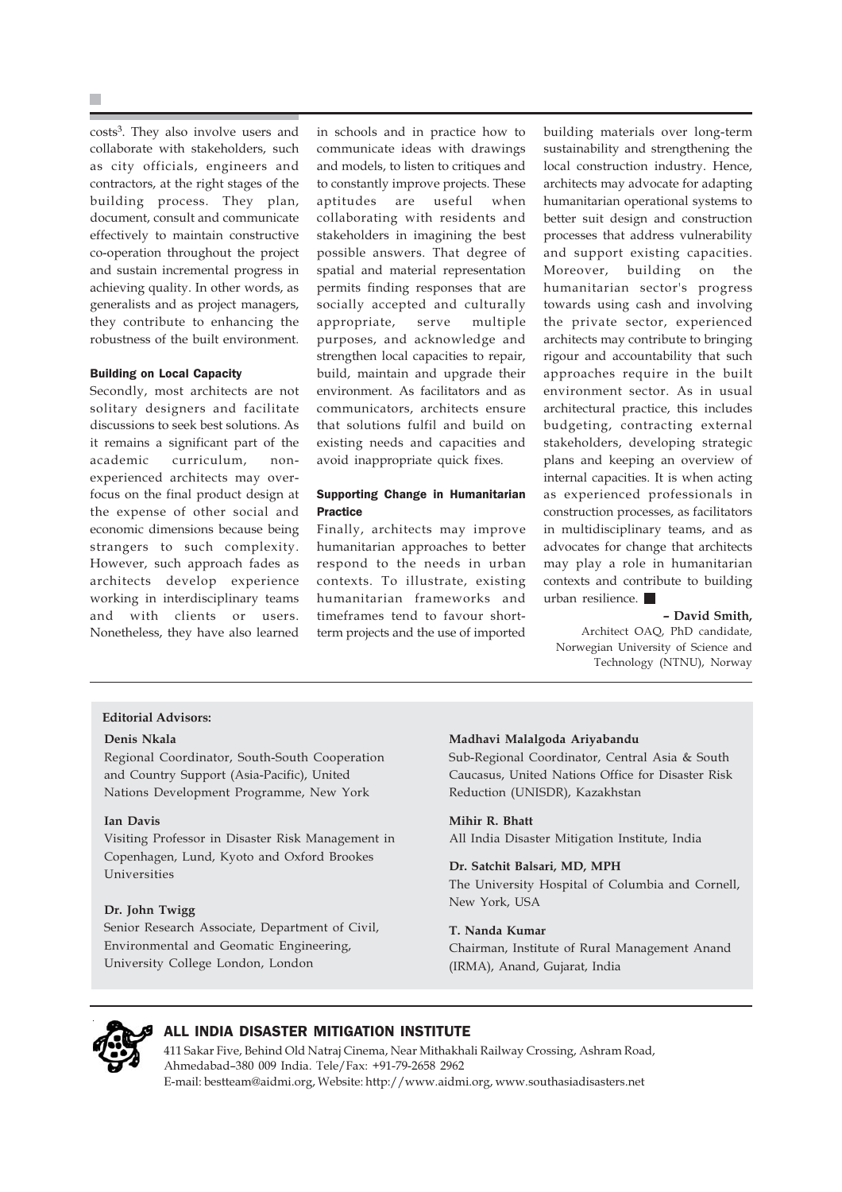costs[3]. They also involve users and collaborate with stakeholders, such as city officials, engineers and contractors, at the right stages of the building process. They plan, document, consult and communicate effectively to maintain constructive co-operation throughout the project and sustain incremental progress in achieving quality. In other words, as generalists and as project managers, they contribute to enhancing the robustness of the built environment.

#### Building on Local Capacity

Secondly, most architects are not solitary designers and facilitate discussions to seek best solutions. As it remains a significant part of the academic curriculum, non-experienced architects may over-focus on the final product design at the expense of other social and economic dimensions because being strangers to such complexity. However, such approach fades as architects develop experience working in interdisciplinary teams and with clients or users. Nonetheless, they have also learned in schools and in practice how to communicate ideas with drawings and models, to listen to critiques and to constantly improve projects. These aptitudes are useful when collaborating with residents and stakeholders in imagining the best possible answers. That degree of spatial and material representation permits finding responses that are socially accepted and culturally appropriate, serve multiple purposes, and acknowledge and strengthen local capacities to repair, build, maintain and upgrade their environment. As facilitators and as communicators, architects ensure that solutions fulfil and build on existing needs and capacities and avoid inappropriate quick fixes.

#### Supporting Change in Humanitarian Practice

Finally, architects may improve humanitarian approaches to better respond to the needs in urban contexts. To illustrate, existing humanitarian frameworks and timeframes tend to favour short-term projects and the use of imported building materials over long-term sustainability and strengthening the local construction industry. Hence, architects may advocate for adapting humanitarian operational systems to better suit design and construction processes that address vulnerability and support existing capacities. Moreover, building on the humanitarian sector's progress towards using cash and involving the private sector, experienced architects may contribute to bringing rigour and accountability that such approaches require in the built environment sector. As in usual architectural practice, this includes budgeting, contracting external stakeholders, developing strategic plans and keeping an overview of internal capacities. It is when acting as experienced professionals in construction processes, as facilitators in multidisciplinary teams, and as advocates for change that architects may play a role in humanitarian contexts and contribute to building urban resilience. ■

**– David Smith,**
Architect OAQ, PhD candidate, Norwegian University of Science and Technology (NTNU), Norway

---

**Editorial Advisors:**

**Denis Nkala**
Regional Coordinator, South-South Cooperation and Country Support (Asia-Pacific), United Nations Development Programme, New York

**Ian Davis**
Visiting Professor in Disaster Risk Management in Copenhagen, Lund, Kyoto and Oxford Brookes Universities

**Dr. John Twigg**
Senior Research Associate, Department of Civil, Environmental and Geomatic Engineering, University College London, London

**Madhavi Malalgoda Ariyabandu**
Sub-Regional Coordinator, Central Asia & South Caucasus, United Nations Office for Disaster Risk Reduction (UNISDR), Kazakhstan

**Mihir R. Bhatt**
All India Disaster Mitigation Institute, India

**Dr. Satchit Balsari, MD, MPH**
The University Hospital of Columbia and Cornell, New York, USA

**T. Nanda Kumar**
Chairman, Institute of Rural Management Anand (IRMA), Anand, Gujarat, India

---

**ALL INDIA DISASTER MITIGATION INSTITUTE**

411 Sakar Five, Behind Old Natraj Cinema, Near Mithakhali Railway Crossing, Ashram Road, Ahmedabad–380 009 India. Tele/Fax: +91-79-2658 2962
E-mail: bestteam@aidmi.org, Website: http://www.aidmi.org, www.southasiadisasters.net